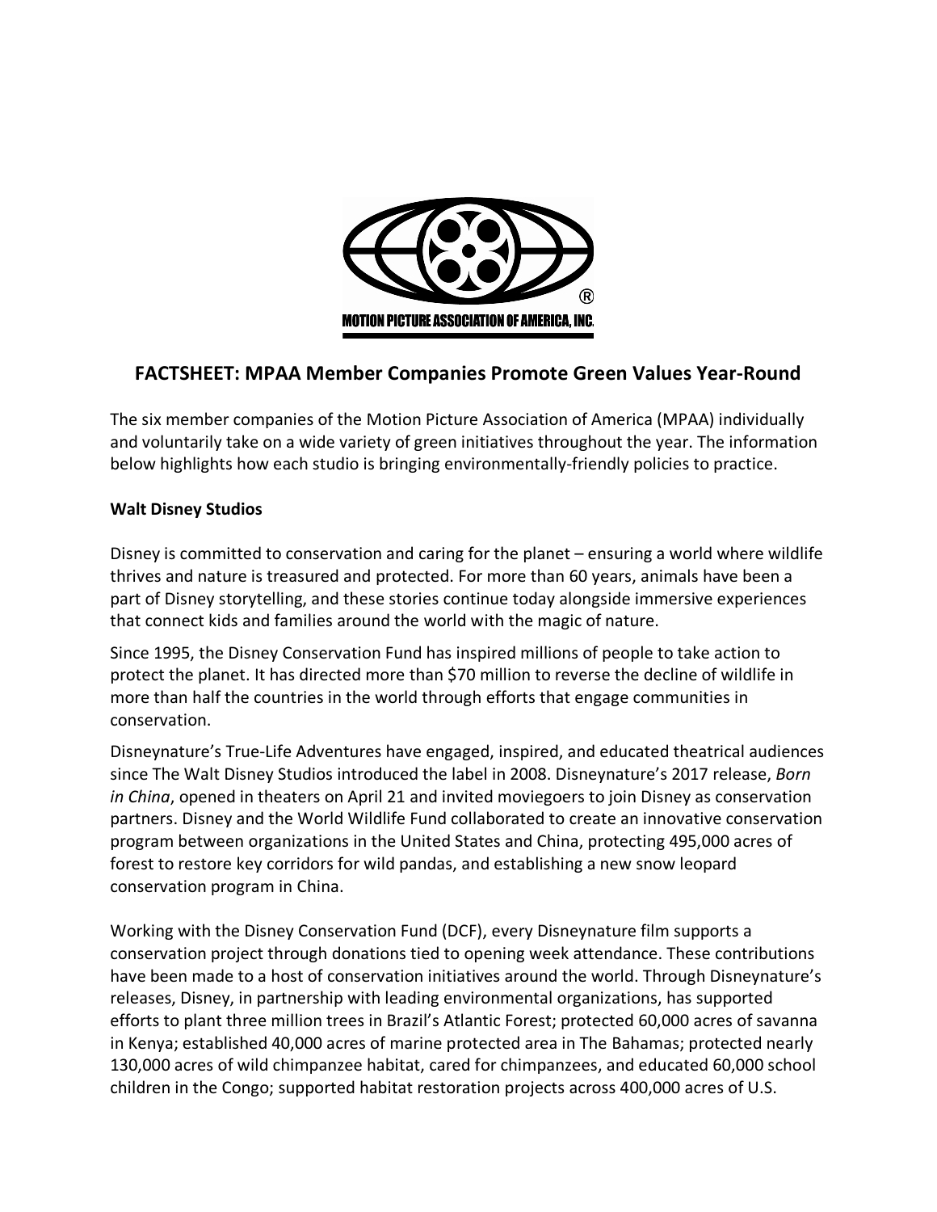MOTION PICTURE ASSOCIATION OF AMERICA, INC.

## FACTSHEET: MPAA Member Companies Promote Green Values Year-Round

The six member companies of the Motion Picture Association of America (MPAA) individually and voluntarily take on a wide variety of green initiatives throughout the year. The information below highlights how each studio is bringing environmentally-friendly policies to practice.

**Walt Disney Studios**

Disney is committed to conservation and caring for the planet – ensuring a world where wildlife thrives and nature is treasured and protected. For more than 60 years, animals have been a part of Disney storytelling, and these stories continue today alongside immersive experiences that connect kids and families around the world with the magic of nature.

Since 1995, the Disney Conservation Fund has inspired millions of people to take action to protect the planet. It has directed more than $70 million to reverse the decline of wildlife in more than half the countries in the world through efforts that engage communities in conservation.

Disneynature's True-Life Adventures have engaged, inspired, and educated theatrical audiences since The Walt Disney Studios introduced the label in 2008. Disneynature's 2017 release, *Born in China*, opened in theaters on April 21 and invited moviegoers to join Disney as conservation partners. Disney and the World Wildlife Fund collaborated to create an innovative conservation program between organizations in the United States and China, protecting 495,000 acres of forest to restore key corridors for wild pandas, and establishing a new snow leopard conservation program in China.

Working with the Disney Conservation Fund (DCF), every Disneynature film supports a conservation project through donations tied to opening week attendance. These contributions have been made to a host of conservation initiatives around the world. Through Disneynature's releases, Disney, in partnership with leading environmental organizations, has supported efforts to plant three million trees in Brazil's Atlantic Forest; protected 60,000 acres of savanna in Kenya; established 40,000 acres of marine protected area in The Bahamas; protected nearly 130,000 acres of wild chimpanzee habitat, cared for chimpanzees, and educated 60,000 school children in the Congo; supported habitat restoration projects across 400,000 acres of U.S.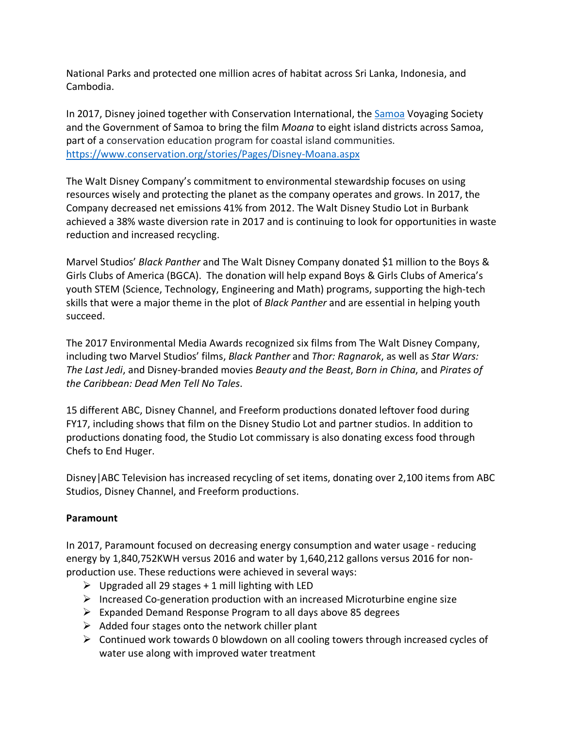National Parks and protected one million acres of habitat across Sri Lanka, Indonesia, and Cambodia.

In 2017, Disney joined together with Conservation International, the [Samoa](#) Voyaging Society and the Government of Samoa to bring the film *Moana* to eight island districts across Samoa, part of a conservation education program for coastal island communities. https://www.conservation.org/stories/Pages/Disney-Moana.aspx

The Walt Disney Company's commitment to environmental stewardship focuses on using resources wisely and protecting the planet as the company operates and grows. In 2017, the Company decreased net emissions 41% from 2012. The Walt Disney Studio Lot in Burbank achieved a 38% waste diversion rate in 2017 and is continuing to look for opportunities in waste reduction and increased recycling.

Marvel Studios' *Black Panther* and The Walt Disney Company donated $1 million to the Boys & Girls Clubs of America (BGCA). The donation will help expand Boys & Girls Clubs of America's youth STEM (Science, Technology, Engineering and Math) programs, supporting the high-tech skills that were a major theme in the plot of *Black Panther* and are essential in helping youth succeed.

The 2017 Environmental Media Awards recognized six films from The Walt Disney Company, including two Marvel Studios' films, *Black Panther* and *Thor: Ragnarok*, as well as *Star Wars: The Last Jedi*, and Disney-branded movies *Beauty and the Beast*, *Born in China*, and *Pirates of the Caribbean: Dead Men Tell No Tales*.

15 different ABC, Disney Channel, and Freeform productions donated leftover food during FY17, including shows that film on the Disney Studio Lot and partner studios. In addition to productions donating food, the Studio Lot commissary is also donating excess food through Chefs to End Huger.

Disney|ABC Television has increased recycling of set items, donating over 2,100 items from ABC Studios, Disney Channel, and Freeform productions.

**Paramount**

In 2017, Paramount focused on decreasing energy consumption and water usage - reducing energy by 1,840,752KWH versus 2016 and water by 1,640,212 gallons versus 2016 for non-production use. These reductions were achieved in several ways:

- Upgraded all 29 stages + 1 mill lighting with LED
- Increased Co-generation production with an increased Microturbine engine size
- Expanded Demand Response Program to all days above 85 degrees
- Added four stages onto the network chiller plant
- Continued work towards 0 blowdown on all cooling towers through increased cycles of water use along with improved water treatment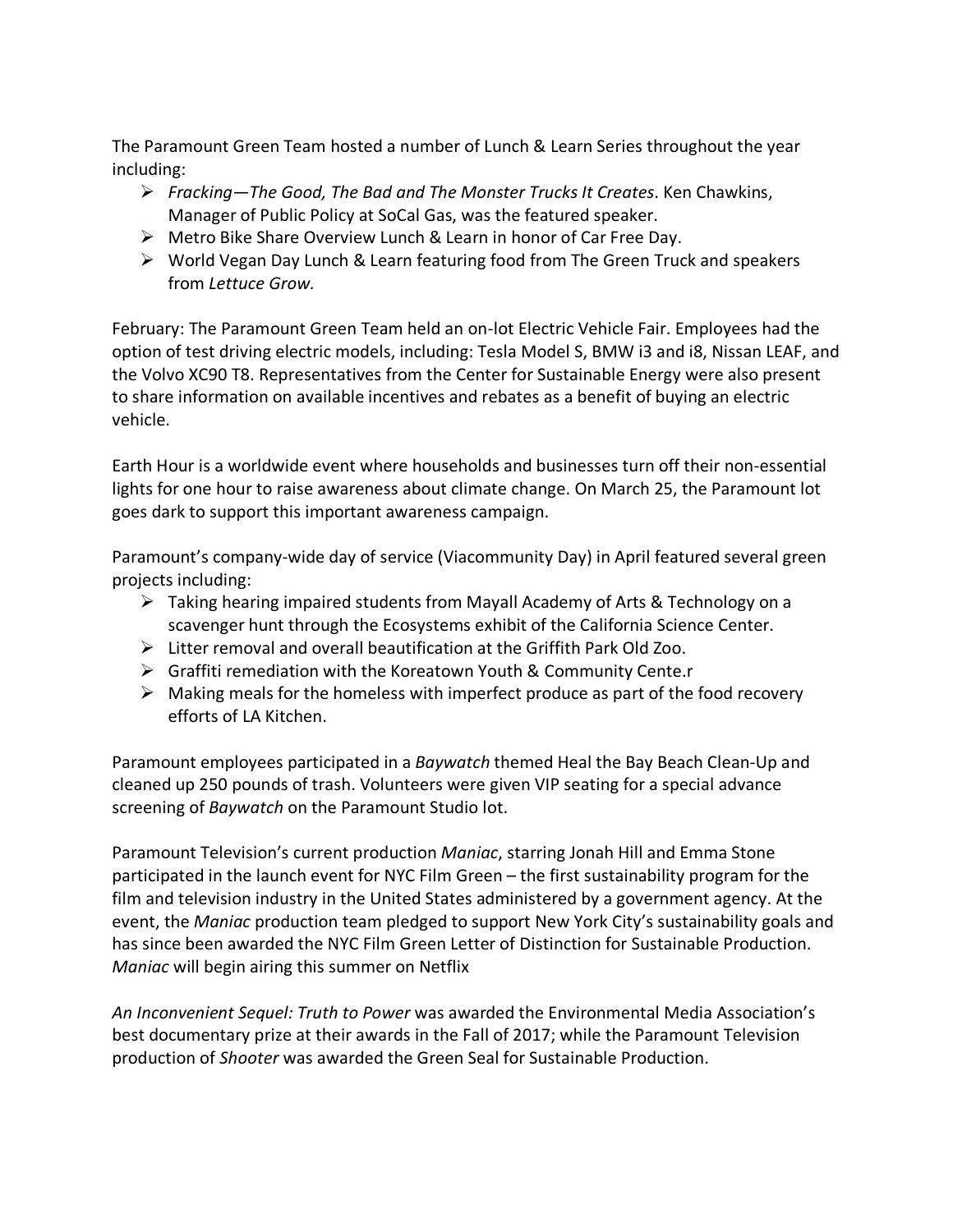The Paramount Green Team hosted a number of Lunch & Learn Series throughout the year including:

- *Fracking—The Good, The Bad and The Monster Trucks It Creates*. Ken Chawkins, Manager of Public Policy at SoCal Gas, was the featured speaker.
- Metro Bike Share Overview Lunch & Learn in honor of Car Free Day.
- World Vegan Day Lunch & Learn featuring food from The Green Truck and speakers from *Lettuce Grow.*

February: The Paramount Green Team held an on-lot Electric Vehicle Fair. Employees had the option of test driving electric models, including: Tesla Model S, BMW i3 and i8, Nissan LEAF, and the Volvo XC90 T8. Representatives from the Center for Sustainable Energy were also present to share information on available incentives and rebates as a benefit of buying an electric vehicle.

Earth Hour is a worldwide event where households and businesses turn off their non-essential lights for one hour to raise awareness about climate change. On March 25, the Paramount lot goes dark to support this important awareness campaign.

Paramount's company-wide day of service (Viacommunity Day) in April featured several green projects including:

- Taking hearing impaired students from Mayall Academy of Arts & Technology on a scavenger hunt through the Ecosystems exhibit of the California Science Center.
- Litter removal and overall beautification at the Griffith Park Old Zoo.
- Graffiti remediation with the Koreatown Youth & Community Cente.r
- Making meals for the homeless with imperfect produce as part of the food recovery efforts of LA Kitchen.

Paramount employees participated in a *Baywatch* themed Heal the Bay Beach Clean-Up and cleaned up 250 pounds of trash. Volunteers were given VIP seating for a special advance screening of *Baywatch* on the Paramount Studio lot.

Paramount Television's current production *Maniac*, starring Jonah Hill and Emma Stone participated in the launch event for NYC Film Green – the first sustainability program for the film and television industry in the United States administered by a government agency. At the event, the *Maniac* production team pledged to support New York City's sustainability goals and has since been awarded the NYC Film Green Letter of Distinction for Sustainable Production. *Maniac* will begin airing this summer on Netflix

*An Inconvenient Sequel: Truth to Power* was awarded the Environmental Media Association's best documentary prize at their awards in the Fall of 2017; while the Paramount Television production of *Shooter* was awarded the Green Seal for Sustainable Production.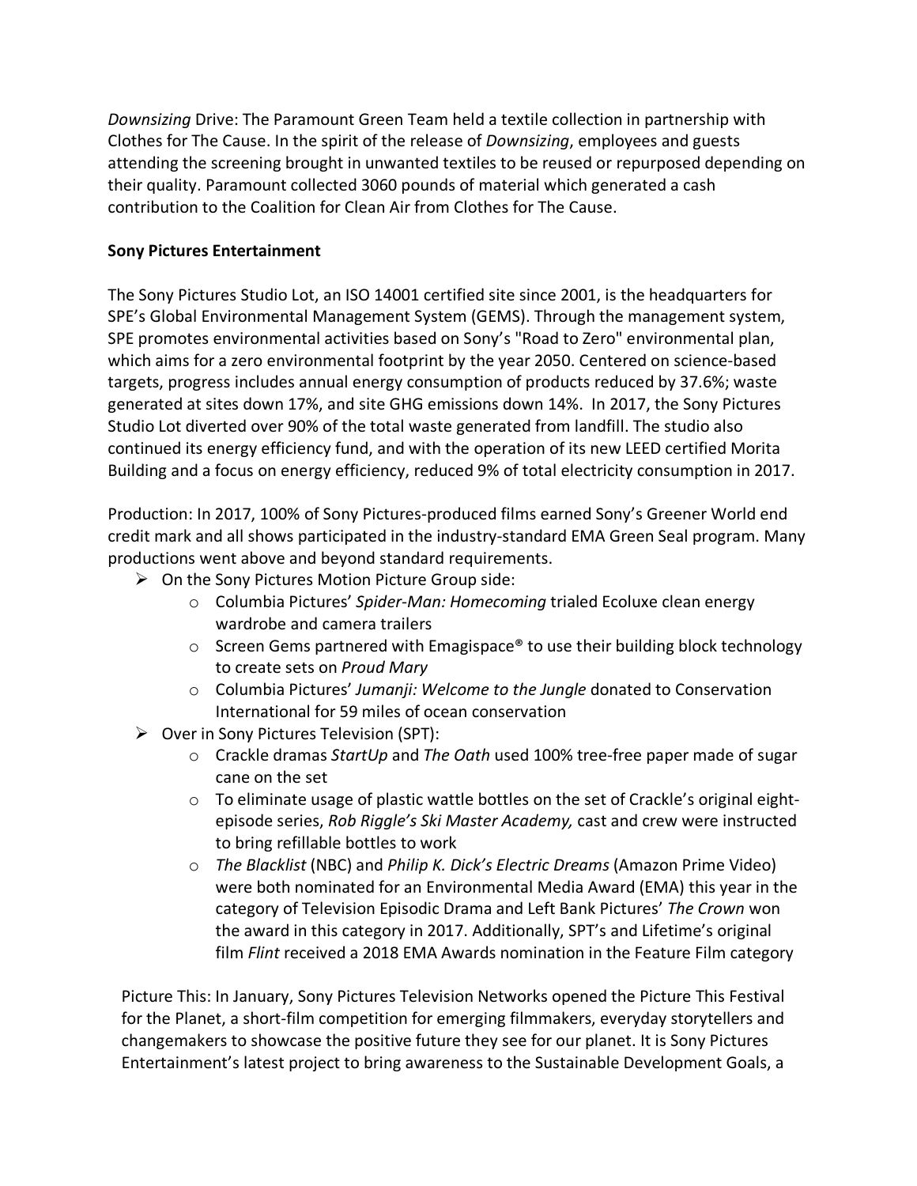*Downsizing* Drive: The Paramount Green Team held a textile collection in partnership with Clothes for The Cause. In the spirit of the release of *Downsizing*, employees and guests attending the screening brought in unwanted textiles to be reused or repurposed depending on their quality. Paramount collected 3060 pounds of material which generated a cash contribution to the Coalition for Clean Air from Clothes for The Cause.

**Sony Pictures Entertainment**

The Sony Pictures Studio Lot, an ISO 14001 certified site since 2001, is the headquarters for SPE's Global Environmental Management System (GEMS). Through the management system, SPE promotes environmental activities based on Sony's "Road to Zero" environmental plan, which aims for a zero environmental footprint by the year 2050. Centered on science-based targets, progress includes annual energy consumption of products reduced by 37.6%; waste generated at sites down 17%, and site GHG emissions down 14%. In 2017, the Sony Pictures Studio Lot diverted over 90% of the total waste generated from landfill. The studio also continued its energy efficiency fund, and with the operation of its new LEED certified Morita Building and a focus on energy efficiency, reduced 9% of total electricity consumption in 2017.

Production: In 2017, 100% of Sony Pictures-produced films earned Sony's Greener World end credit mark and all shows participated in the industry-standard EMA Green Seal program. Many productions went above and beyond standard requirements.

- On the Sony Pictures Motion Picture Group side:
  - Columbia Pictures' *Spider-Man: Homecoming* trialed Ecoluxe clean energy wardrobe and camera trailers
  - Screen Gems partnered with Emagispace® to use their building block technology to create sets on *Proud Mary*
  - Columbia Pictures' *Jumanji: Welcome to the Jungle* donated to Conservation International for 59 miles of ocean conservation
- Over in Sony Pictures Television (SPT):
  - Crackle dramas *StartUp* and *The Oath* used 100% tree-free paper made of sugar cane on the set
  - To eliminate usage of plastic wattle bottles on the set of Crackle's original eight-episode series, *Rob Riggle's Ski Master Academy,* cast and crew were instructed to bring refillable bottles to work
  - *The Blacklist* (NBC) and *Philip K. Dick's Electric Dreams* (Amazon Prime Video) were both nominated for an Environmental Media Award (EMA) this year in the category of Television Episodic Drama and Left Bank Pictures' *The Crown* won the award in this category in 2017. Additionally, SPT's and Lifetime's original film *Flint* received a 2018 EMA Awards nomination in the Feature Film category

Picture This: In January, Sony Pictures Television Networks opened the Picture This Festival for the Planet, a short-film competition for emerging filmmakers, everyday storytellers and changemakers to showcase the positive future they see for our planet. It is Sony Pictures Entertainment's latest project to bring awareness to the Sustainable Development Goals, a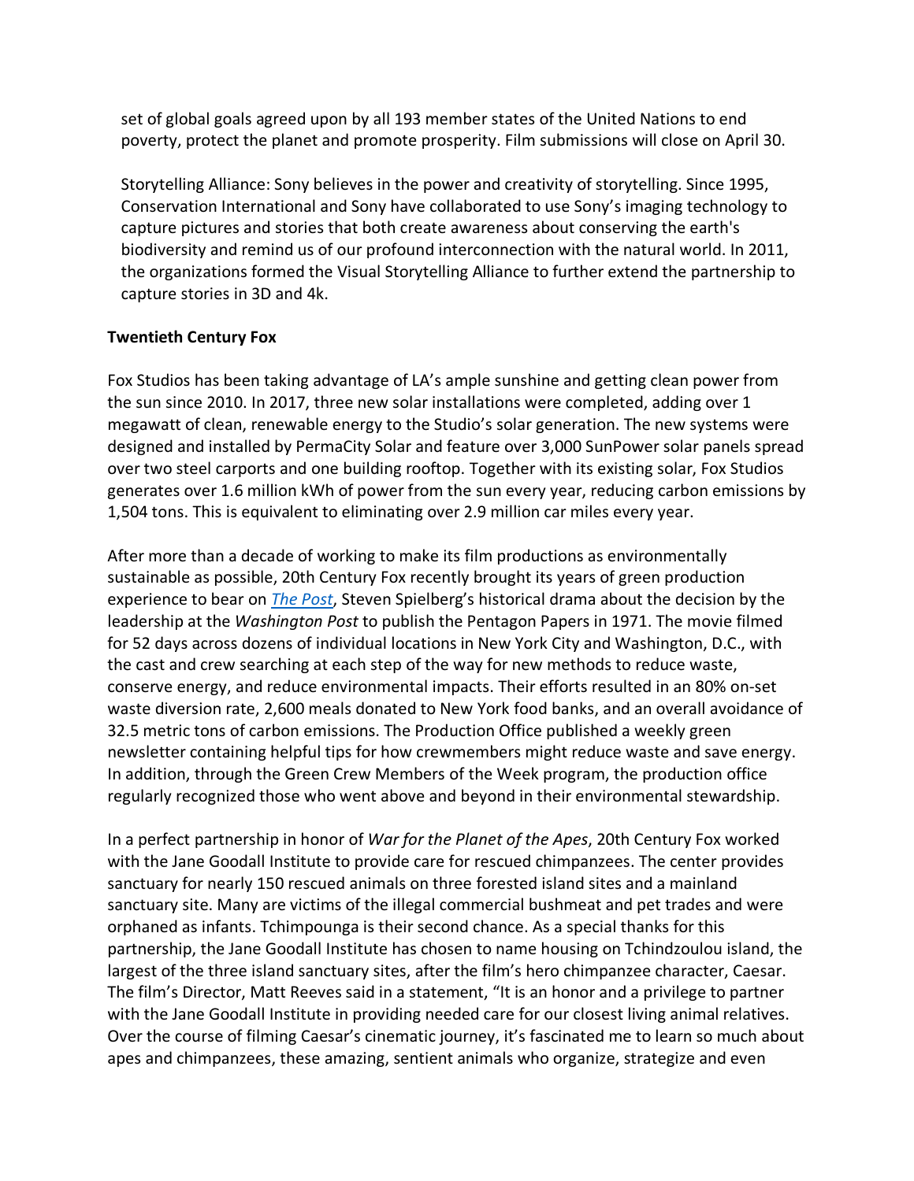set of global goals agreed upon by all 193 member states of the United Nations to end poverty, protect the planet and promote prosperity. Film submissions will close on April 30.

Storytelling Alliance: Sony believes in the power and creativity of storytelling. Since 1995, Conservation International and Sony have collaborated to use Sony's imaging technology to capture pictures and stories that both create awareness about conserving the earth's biodiversity and remind us of our profound interconnection with the natural world. In 2011, the organizations formed the Visual Storytelling Alliance to further extend the partnership to capture stories in 3D and 4k.

**Twentieth Century Fox**

Fox Studios has been taking advantage of LA's ample sunshine and getting clean power from the sun since 2010. In 2017, three new solar installations were completed, adding over 1 megawatt of clean, renewable energy to the Studio's solar generation. The new systems were designed and installed by PermaCity Solar and feature over 3,000 SunPower solar panels spread over two steel carports and one building rooftop. Together with its existing solar, Fox Studios generates over 1.6 million kWh of power from the sun every year, reducing carbon emissions by 1,504 tons. This is equivalent to eliminating over 2.9 million car miles every year.

After more than a decade of working to make its film productions as environmentally sustainable as possible, 20th Century Fox recently brought its years of green production experience to bear on *The Post*, Steven Spielberg's historical drama about the decision by the leadership at the *Washington Post* to publish the Pentagon Papers in 1971. The movie filmed for 52 days across dozens of individual locations in New York City and Washington, D.C., with the cast and crew searching at each step of the way for new methods to reduce waste, conserve energy, and reduce environmental impacts. Their efforts resulted in an 80% on-set waste diversion rate, 2,600 meals donated to New York food banks, and an overall avoidance of 32.5 metric tons of carbon emissions. The Production Office published a weekly green newsletter containing helpful tips for how crewmembers might reduce waste and save energy. In addition, through the Green Crew Members of the Week program, the production office regularly recognized those who went above and beyond in their environmental stewardship.

In a perfect partnership in honor of *War for the Planet of the Apes*, 20th Century Fox worked with the Jane Goodall Institute to provide care for rescued chimpanzees. The center provides sanctuary for nearly 150 rescued animals on three forested island sites and a mainland sanctuary site. Many are victims of the illegal commercial bushmeat and pet trades and were orphaned as infants. Tchimpounga is their second chance. As a special thanks for this partnership, the Jane Goodall Institute has chosen to name housing on Tchindzoulou island, the largest of the three island sanctuary sites, after the film's hero chimpanzee character, Caesar. The film's Director, Matt Reeves said in a statement, "It is an honor and a privilege to partner with the Jane Goodall Institute in providing needed care for our closest living animal relatives. Over the course of filming Caesar's cinematic journey, it's fascinated me to learn so much about apes and chimpanzees, these amazing, sentient animals who organize, strategize and even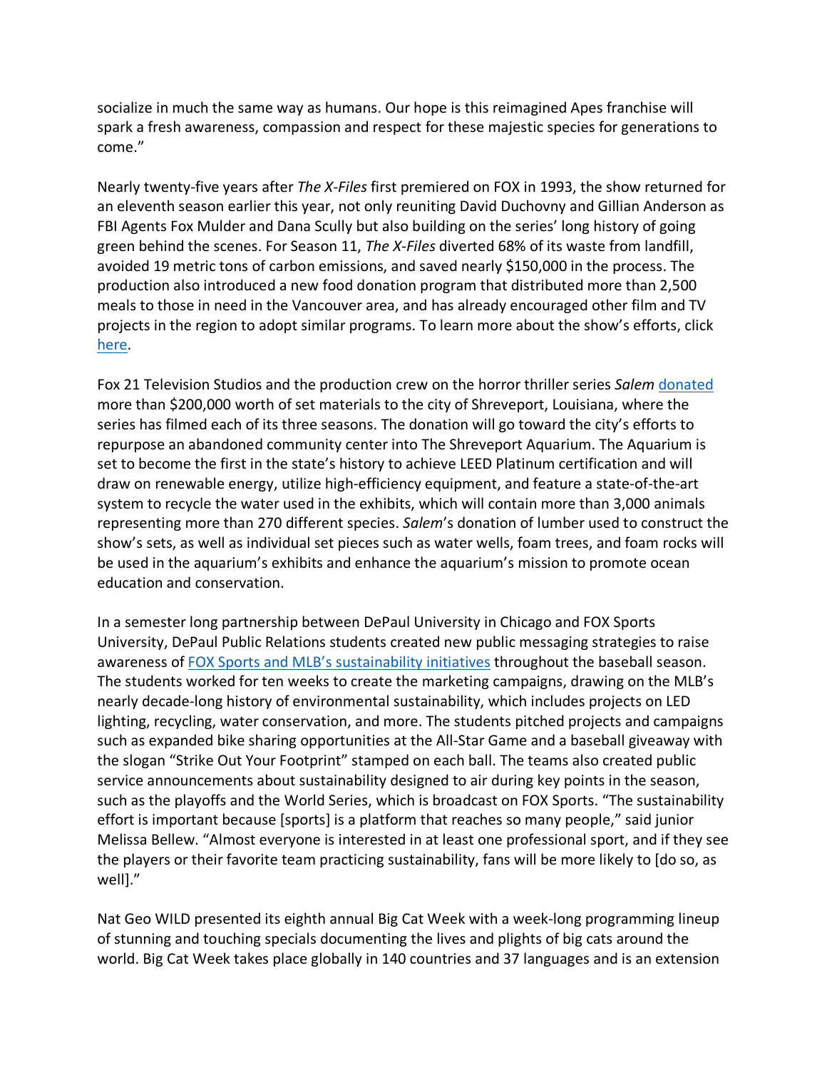socialize in much the same way as humans. Our hope is this reimagined Apes franchise will spark a fresh awareness, compassion and respect for these majestic species for generations to come."

Nearly twenty-five years after *The X-Files* first premiered on FOX in 1993, the show returned for an eleventh season earlier this year, not only reuniting David Duchovny and Gillian Anderson as FBI Agents Fox Mulder and Dana Scully but also building on the series' long history of going green behind the scenes. For Season 11, *The X-Files* diverted 68% of its waste from landfill, avoided 19 metric tons of carbon emissions, and saved nearly $150,000 in the process. The production also introduced a new food donation program that distributed more than 2,500 meals to those in need in the Vancouver area, and has already encouraged other film and TV projects in the region to adopt similar programs. To learn more about the show's efforts, click here.

Fox 21 Television Studios and the production crew on the horror thriller series *Salem* donated more than $200,000 worth of set materials to the city of Shreveport, Louisiana, where the series has filmed each of its three seasons. The donation will go toward the city's efforts to repurpose an abandoned community center into The Shreveport Aquarium. The Aquarium is set to become the first in the state's history to achieve LEED Platinum certification and will draw on renewable energy, utilize high-efficiency equipment, and feature a state-of-the-art system to recycle the water used in the exhibits, which will contain more than 3,000 animals representing more than 270 different species. *Salem*'s donation of lumber used to construct the show's sets, as well as individual set pieces such as water wells, foam trees, and foam rocks will be used in the aquarium's exhibits and enhance the aquarium's mission to promote ocean education and conservation.

In a semester long partnership between DePaul University in Chicago and FOX Sports University, DePaul Public Relations students created new public messaging strategies to raise awareness of FOX Sports and MLB's sustainability initiatives throughout the baseball season. The students worked for ten weeks to create the marketing campaigns, drawing on the MLB's nearly decade-long history of environmental sustainability, which includes projects on LED lighting, recycling, water conservation, and more. The students pitched projects and campaigns such as expanded bike sharing opportunities at the All-Star Game and a baseball giveaway with the slogan "Strike Out Your Footprint" stamped on each ball. The teams also created public service announcements about sustainability designed to air during key points in the season, such as the playoffs and the World Series, which is broadcast on FOX Sports. "The sustainability effort is important because [sports] is a platform that reaches so many people," said junior Melissa Bellew. "Almost everyone is interested in at least one professional sport, and if they see the players or their favorite team practicing sustainability, fans will be more likely to [do so, as well]."

Nat Geo WILD presented its eighth annual Big Cat Week with a week-long programming lineup of stunning and touching specials documenting the lives and plights of big cats around the world. Big Cat Week takes place globally in 140 countries and 37 languages and is an extension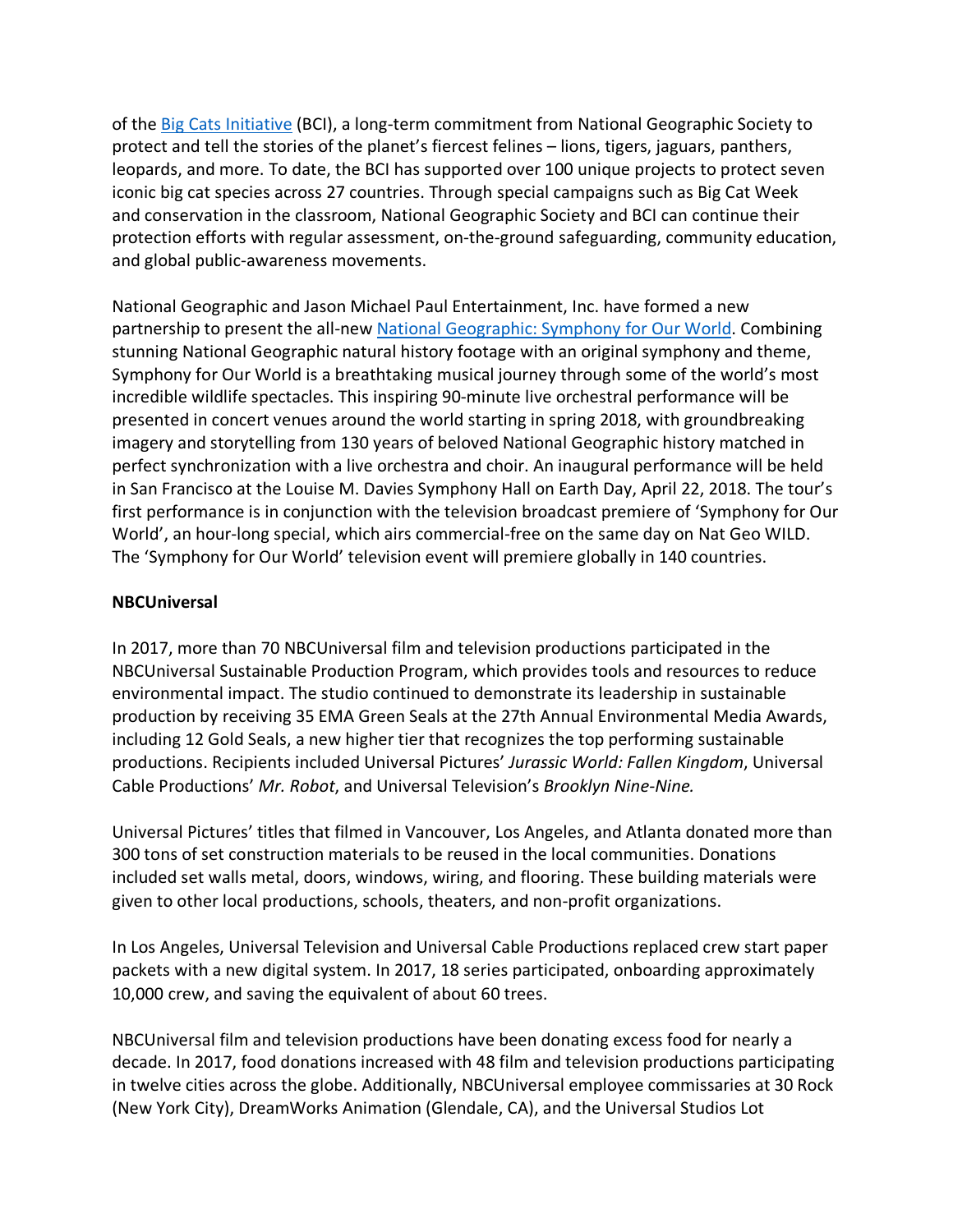of the [Big Cats Initiative](#) (BCI), a long-term commitment from National Geographic Society to protect and tell the stories of the planet's fiercest felines – lions, tigers, jaguars, panthers, leopards, and more. To date, the BCI has supported over 100 unique projects to protect seven iconic big cat species across 27 countries. Through special campaigns such as Big Cat Week and conservation in the classroom, National Geographic Society and BCI can continue their protection efforts with regular assessment, on-the-ground safeguarding, community education, and global public-awareness movements.

National Geographic and Jason Michael Paul Entertainment, Inc. have formed a new partnership to present the all-new [National Geographic: Symphony for Our World](#). Combining stunning National Geographic natural history footage with an original symphony and theme, Symphony for Our World is a breathtaking musical journey through some of the world's most incredible wildlife spectacles. This inspiring 90-minute live orchestral performance will be presented in concert venues around the world starting in spring 2018, with groundbreaking imagery and storytelling from 130 years of beloved National Geographic history matched in perfect synchronization with a live orchestra and choir. An inaugural performance will be held in San Francisco at the Louise M. Davies Symphony Hall on Earth Day, April 22, 2018. The tour's first performance is in conjunction with the television broadcast premiere of 'Symphony for Our World', an hour-long special, which airs commercial-free on the same day on Nat Geo WILD. The 'Symphony for Our World' television event will premiere globally in 140 countries.

**NBCUniversal**

In 2017, more than 70 NBCUniversal film and television productions participated in the NBCUniversal Sustainable Production Program, which provides tools and resources to reduce environmental impact. The studio continued to demonstrate its leadership in sustainable production by receiving 35 EMA Green Seals at the 27th Annual Environmental Media Awards, including 12 Gold Seals, a new higher tier that recognizes the top performing sustainable productions. Recipients included Universal Pictures' *Jurassic World: Fallen Kingdom*, Universal Cable Productions' *Mr. Robot*, and Universal Television's *Brooklyn Nine-Nine.*

Universal Pictures' titles that filmed in Vancouver, Los Angeles, and Atlanta donated more than 300 tons of set construction materials to be reused in the local communities. Donations included set walls metal, doors, windows, wiring, and flooring. These building materials were given to other local productions, schools, theaters, and non-profit organizations.

In Los Angeles, Universal Television and Universal Cable Productions replaced crew start paper packets with a new digital system. In 2017, 18 series participated, onboarding approximately 10,000 crew, and saving the equivalent of about 60 trees.

NBCUniversal film and television productions have been donating excess food for nearly a decade. In 2017, food donations increased with 48 film and television productions participating in twelve cities across the globe. Additionally, NBCUniversal employee commissaries at 30 Rock (New York City), DreamWorks Animation (Glendale, CA), and the Universal Studios Lot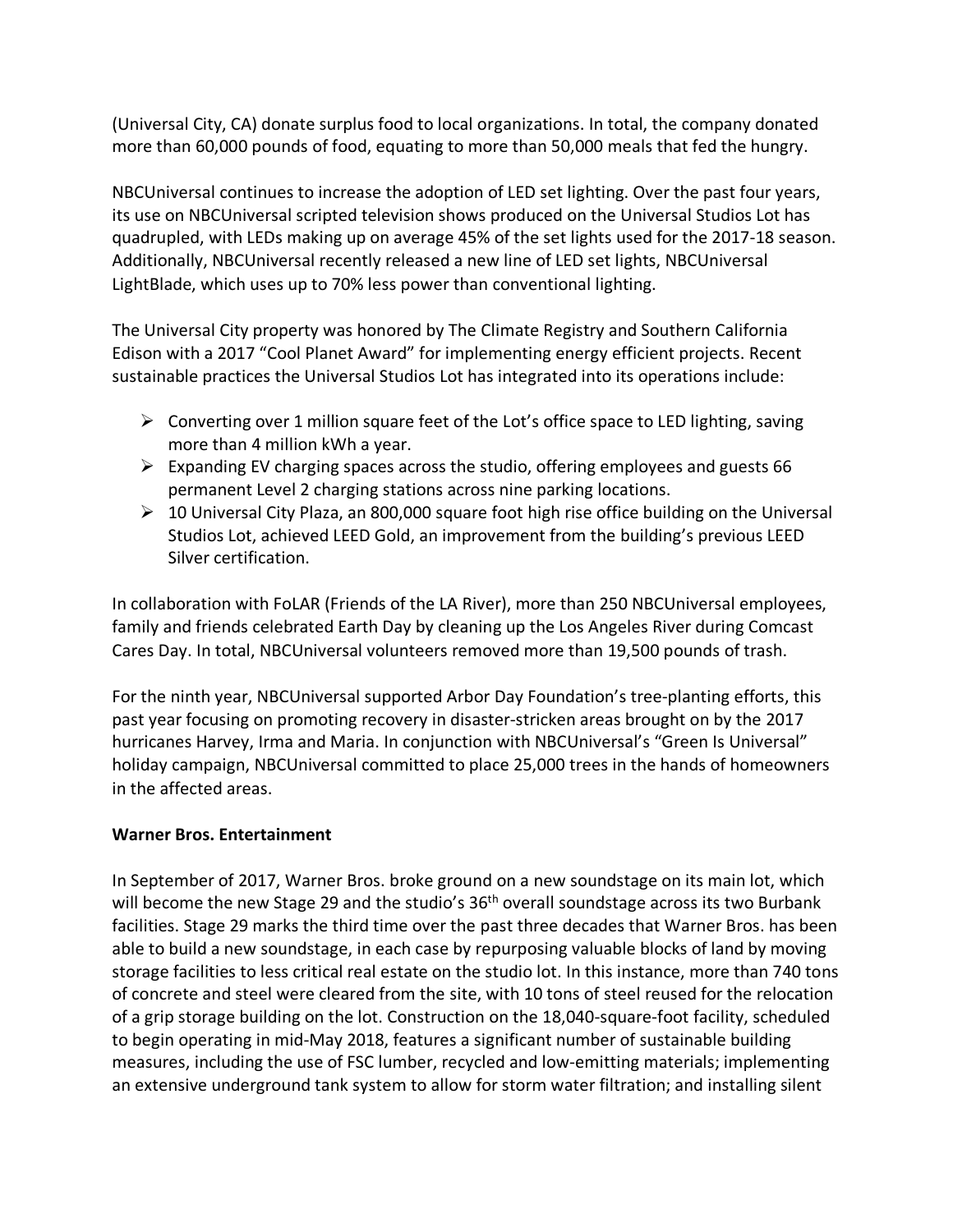(Universal City, CA) donate surplus food to local organizations. In total, the company donated more than 60,000 pounds of food, equating to more than 50,000 meals that fed the hungry.

NBCUniversal continues to increase the adoption of LED set lighting. Over the past four years, its use on NBCUniversal scripted television shows produced on the Universal Studios Lot has quadrupled, with LEDs making up on average 45% of the set lights used for the 2017-18 season. Additionally, NBCUniversal recently released a new line of LED set lights, NBCUniversal LightBlade, which uses up to 70% less power than conventional lighting.

The Universal City property was honored by The Climate Registry and Southern California Edison with a 2017 "Cool Planet Award" for implementing energy efficient projects. Recent sustainable practices the Universal Studios Lot has integrated into its operations include:

- Converting over 1 million square feet of the Lot's office space to LED lighting, saving more than 4 million kWh a year.
- Expanding EV charging spaces across the studio, offering employees and guests 66 permanent Level 2 charging stations across nine parking locations.
- 10 Universal City Plaza, an 800,000 square foot high rise office building on the Universal Studios Lot, achieved LEED Gold, an improvement from the building's previous LEED Silver certification.

In collaboration with FoLAR (Friends of the LA River), more than 250 NBCUniversal employees, family and friends celebrated Earth Day by cleaning up the Los Angeles River during Comcast Cares Day. In total, NBCUniversal volunteers removed more than 19,500 pounds of trash.

For the ninth year, NBCUniversal supported Arbor Day Foundation's tree-planting efforts, this past year focusing on promoting recovery in disaster-stricken areas brought on by the 2017 hurricanes Harvey, Irma and Maria. In conjunction with NBCUniversal's "Green Is Universal" holiday campaign, NBCUniversal committed to place 25,000 trees in the hands of homeowners in the affected areas.

**Warner Bros. Entertainment**

In September of 2017, Warner Bros. broke ground on a new soundstage on its main lot, which will become the new Stage 29 and the studio's 36th overall soundstage across its two Burbank facilities. Stage 29 marks the third time over the past three decades that Warner Bros. has been able to build a new soundstage, in each case by repurposing valuable blocks of land by moving storage facilities to less critical real estate on the studio lot. In this instance, more than 740 tons of concrete and steel were cleared from the site, with 10 tons of steel reused for the relocation of a grip storage building on the lot. Construction on the 18,040-square-foot facility, scheduled to begin operating in mid-May 2018, features a significant number of sustainable building measures, including the use of FSC lumber, recycled and low-emitting materials; implementing an extensive underground tank system to allow for storm water filtration; and installing silent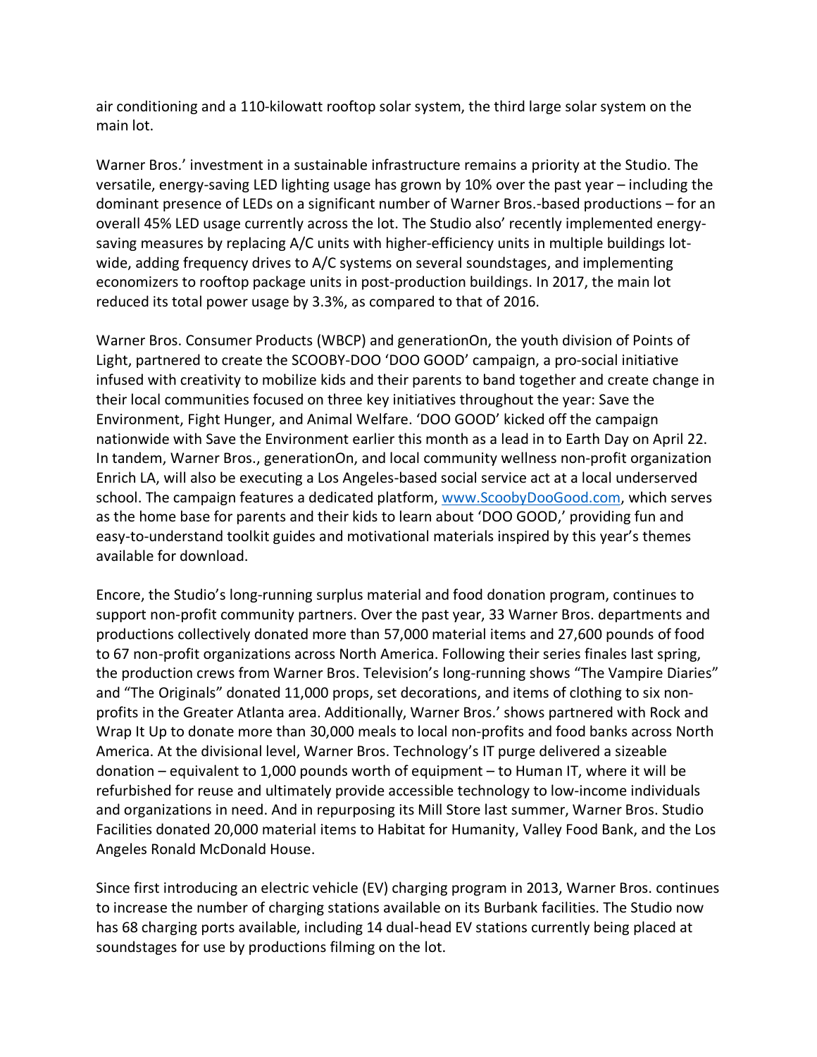air conditioning and a 110-kilowatt rooftop solar system, the third large solar system on the main lot.

Warner Bros.' investment in a sustainable infrastructure remains a priority at the Studio. The versatile, energy-saving LED lighting usage has grown by 10% over the past year – including the dominant presence of LEDs on a significant number of Warner Bros.-based productions – for an overall 45% LED usage currently across the lot. The Studio also' recently implemented energy-saving measures by replacing A/C units with higher-efficiency units in multiple buildings lot-wide, adding frequency drives to A/C systems on several soundstages, and implementing economizers to rooftop package units in post-production buildings. In 2017, the main lot reduced its total power usage by 3.3%, as compared to that of 2016.

Warner Bros. Consumer Products (WBCP) and generationOn, the youth division of Points of Light, partnered to create the SCOOBY-DOO 'DOO GOOD' campaign, a pro-social initiative infused with creativity to mobilize kids and their parents to band together and create change in their local communities focused on three key initiatives throughout the year: Save the Environment, Fight Hunger, and Animal Welfare. 'DOO GOOD' kicked off the campaign nationwide with Save the Environment earlier this month as a lead in to Earth Day on April 22. In tandem, Warner Bros., generationOn, and local community wellness non-profit organization Enrich LA, will also be executing a Los Angeles-based social service act at a local underserved school. The campaign features a dedicated platform, [www.ScoobyDooGood.com](http://www.ScoobyDooGood.com), which serves as the home base for parents and their kids to learn about 'DOO GOOD,' providing fun and easy-to-understand toolkit guides and motivational materials inspired by this year's themes available for download.

Encore, the Studio's long-running surplus material and food donation program, continues to support non-profit community partners. Over the past year, 33 Warner Bros. departments and productions collectively donated more than 57,000 material items and 27,600 pounds of food to 67 non-profit organizations across North America. Following their series finales last spring, the production crews from Warner Bros. Television's long-running shows "The Vampire Diaries" and "The Originals" donated 11,000 props, set decorations, and items of clothing to six non-profits in the Greater Atlanta area. Additionally, Warner Bros.' shows partnered with Rock and Wrap It Up to donate more than 30,000 meals to local non-profits and food banks across North America. At the divisional level, Warner Bros. Technology's IT purge delivered a sizeable donation – equivalent to 1,000 pounds worth of equipment – to Human IT, where it will be refurbished for reuse and ultimately provide accessible technology to low-income individuals and organizations in need. And in repurposing its Mill Store last summer, Warner Bros. Studio Facilities donated 20,000 material items to Habitat for Humanity, Valley Food Bank, and the Los Angeles Ronald McDonald House.

Since first introducing an electric vehicle (EV) charging program in 2013, Warner Bros. continues to increase the number of charging stations available on its Burbank facilities. The Studio now has 68 charging ports available, including 14 dual-head EV stations currently being placed at soundstages for use by productions filming on the lot.